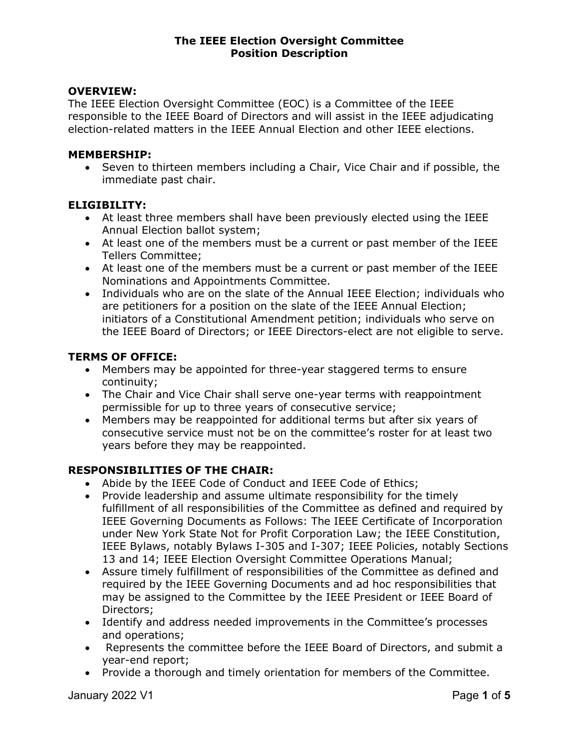# The IEEE Election Oversight Committee
# Position Description

## OVERVIEW:

The IEEE Election Oversight Committee (EOC) is a Committee of the IEEE responsible to the IEEE Board of Directors and will assist in the IEEE adjudicating election-related matters in the IEEE Annual Election and other IEEE elections.

## MEMBERSHIP:

- Seven to thirteen members including a Chair, Vice Chair and if possible, the immediate past chair.

## ELIGIBILITY:

- At least three members shall have been previously elected using the IEEE Annual Election ballot system;
- At least one of the members must be a current or past member of the IEEE Tellers Committee;
- At least one of the members must be a current or past member of the IEEE Nominations and Appointments Committee.
- Individuals who are on the slate of the Annual IEEE Election; individuals who are petitioners for a position on the slate of the IEEE Annual Election; initiators of a Constitutional Amendment petition; individuals who serve on the IEEE Board of Directors; or IEEE Directors-elect are not eligible to serve.

## TERMS OF OFFICE:

- Members may be appointed for three-year staggered terms to ensure continuity;
- The Chair and Vice Chair shall serve one-year terms with reappointment permissible for up to three years of consecutive service;
- Members may be reappointed for additional terms but after six years of consecutive service must not be on the committee's roster for at least two years before they may be reappointed.

## RESPONSIBILITIES OF THE CHAIR:

- Abide by the IEEE Code of Conduct and IEEE Code of Ethics;
- Provide leadership and assume ultimate responsibility for the timely fulfillment of all responsibilities of the Committee as defined and required by IEEE Governing Documents as Follows: The IEEE Certificate of Incorporation under New York State Not for Profit Corporation Law; the IEEE Constitution, IEEE Bylaws, notably Bylaws I-305 and I-307; IEEE Policies, notably Sections 13 and 14; IEEE Election Oversight Committee Operations Manual;
- Assure timely fulfillment of responsibilities of the Committee as defined and required by the IEEE Governing Documents and ad hoc responsibilities that may be assigned to the Committee by the IEEE President or IEEE Board of Directors;
- Identify and address needed improvements in the Committee's processes and operations;
- Represents the committee before the IEEE Board of Directors, and submit a year-end report;
- Provide a thorough and timely orientation for members of the Committee.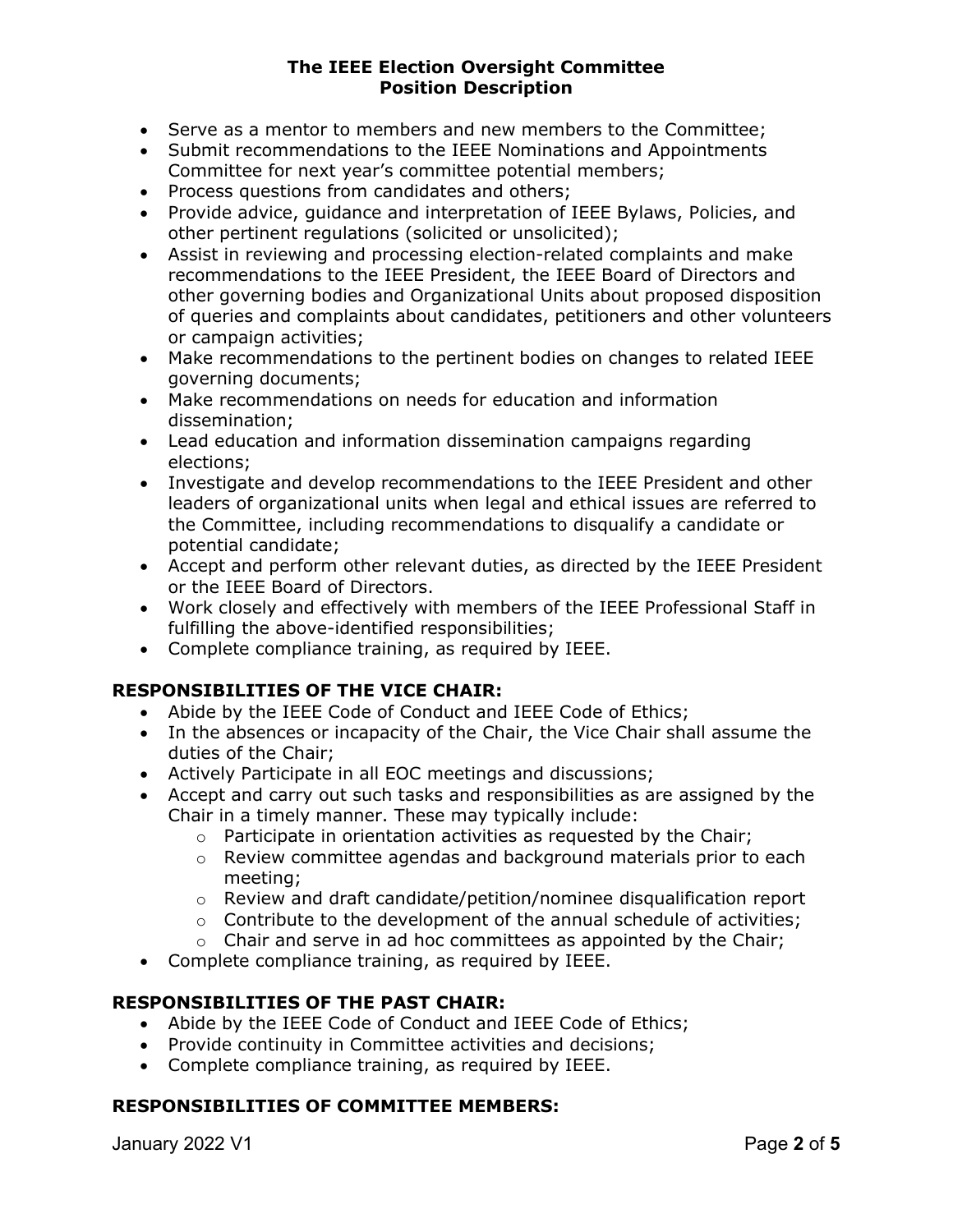- Serve as a mentor to members and new members to the Committee;
- Submit recommendations to the IEEE Nominations and Appointments Committee for next year's committee potential members;
- Process questions from candidates and others;
- Provide advice, guidance and interpretation of IEEE Bylaws, Policies, and other pertinent regulations (solicited or unsolicited);
- Assist in reviewing and processing election-related complaints and make recommendations to the IEEE President, the IEEE Board of Directors and other governing bodies and Organizational Units about proposed disposition of queries and complaints about candidates, petitioners and other volunteers or campaign activities;
- Make recommendations to the pertinent bodies on changes to related IEEE governing documents;
- Make recommendations on needs for education and information dissemination;
- Lead education and information dissemination campaigns regarding elections;
- Investigate and develop recommendations to the IEEE President and other leaders of organizational units when legal and ethical issues are referred to the Committee, including recommendations to disqualify a candidate or potential candidate;
- Accept and perform other relevant duties, as directed by the IEEE President or the IEEE Board of Directors.
- Work closely and effectively with members of the IEEE Professional Staff in fulfilling the above-identified responsibilities;
- Complete compliance training, as required by IEEE.

## RESPONSIBILITIES OF THE VICE CHAIR:

- Abide by the IEEE Code of Conduct and IEEE Code of Ethics;
- In the absences or incapacity of the Chair, the Vice Chair shall assume the duties of the Chair;
- Actively Participate in all EOC meetings and discussions;
- Accept and carry out such tasks and responsibilities as are assigned by the Chair in a timely manner. These may typically include:
    - Participate in orientation activities as requested by the Chair;
    - Review committee agendas and background materials prior to each meeting;
    - Review and draft candidate/petition/nominee disqualification report
    - Contribute to the development of the annual schedule of activities;
    - Chair and serve in ad hoc committees as appointed by the Chair;
- Complete compliance training, as required by IEEE.

## RESPONSIBILITIES OF THE PAST CHAIR:

- Abide by the IEEE Code of Conduct and IEEE Code of Ethics;
- Provide continuity in Committee activities and decisions;
- Complete compliance training, as required by IEEE.

## RESPONSIBILITIES OF COMMITTEE MEMBERS: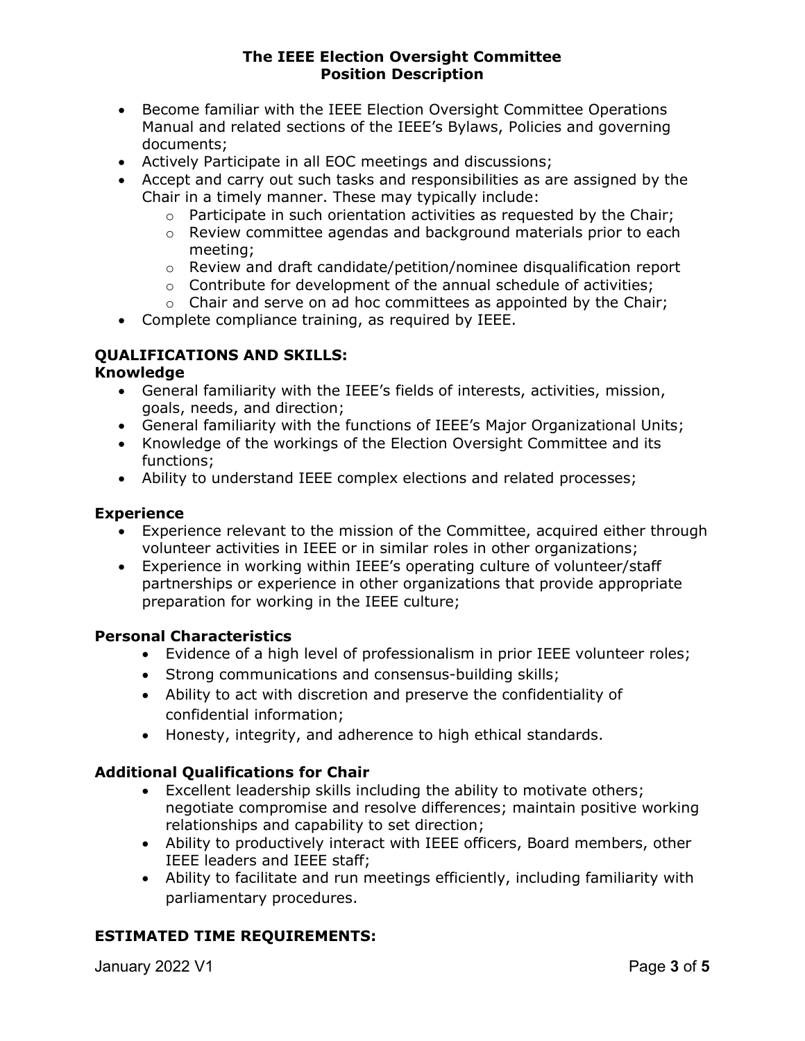- Become familiar with the IEEE Election Oversight Committee Operations Manual and related sections of the IEEE's Bylaws, Policies and governing documents;
- Actively Participate in all EOC meetings and discussions;
- Accept and carry out such tasks and responsibilities as are assigned by the Chair in a timely manner. These may typically include:
  - Participate in such orientation activities as requested by the Chair;
  - Review committee agendas and background materials prior to each meeting;
  - Review and draft candidate/petition/nominee disqualification report
  - Contribute for development of the annual schedule of activities;
  - Chair and serve on ad hoc committees as appointed by the Chair;
- Complete compliance training, as required by IEEE.

## QUALIFICATIONS AND SKILLS:

### Knowledge

- General familiarity with the IEEE's fields of interests, activities, mission, goals, needs, and direction;
- General familiarity with the functions of IEEE's Major Organizational Units;
- Knowledge of the workings of the Election Oversight Committee and its functions;
- Ability to understand IEEE complex elections and related processes;

### Experience

- Experience relevant to the mission of the Committee, acquired either through volunteer activities in IEEE or in similar roles in other organizations;
- Experience in working within IEEE's operating culture of volunteer/staff partnerships or experience in other organizations that provide appropriate preparation for working in the IEEE culture;

### Personal Characteristics

- Evidence of a high level of professionalism in prior IEEE volunteer roles;
- Strong communications and consensus-building skills;
- Ability to act with discretion and preserve the confidentiality of confidential information;
- Honesty, integrity, and adherence to high ethical standards.

### Additional Qualifications for Chair

- Excellent leadership skills including the ability to motivate others; negotiate compromise and resolve differences; maintain positive working relationships and capability to set direction;
- Ability to productively interact with IEEE officers, Board members, other IEEE leaders and IEEE staff;
- Ability to facilitate and run meetings efficiently, including familiarity with parliamentary procedures.

## ESTIMATED TIME REQUIREMENTS: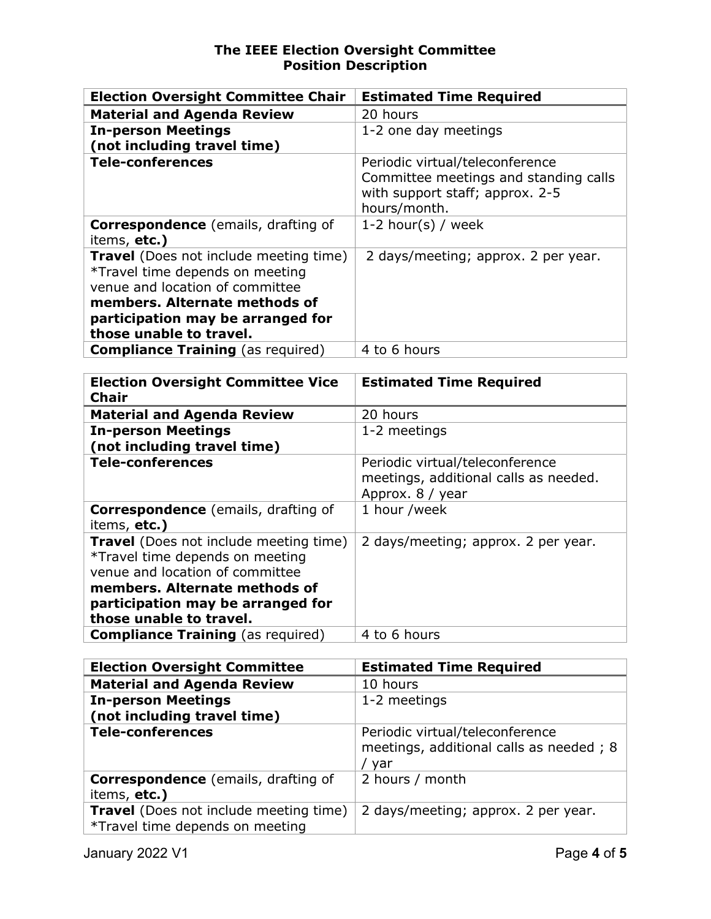**The IEEE Election Oversight Committee**
**Position Description**

| **Election Oversight Committee Chair** | **Estimated Time Required** |
|---|---|
| **Material and Agenda Review** | 20 hours |
| **In-person Meetings (not including travel time)** | 1-2 one day meetings |
| **Tele-conferences** | Periodic virtual/teleconference Committee meetings and standing calls with support staff; approx. 2-5 hours/month. |
| **Correspondence** (emails, drafting of items, **etc.)** | 1-2 hour(s) / week |
| **Travel** (Does not include meeting time) *Travel time depends on meeting venue and location of committee **members. Alternate methods of participation may be arranged for those unable to travel.** | 2 days/meeting; approx. 2 per year. |
| **Compliance Training** (as required) | 4 to 6 hours |

| **Election Oversight Committee Vice Chair** | **Estimated Time Required** |
|---|---|
| **Material and Agenda Review** | 20 hours |
| **In-person Meetings (not including travel time)** | 1-2 meetings |
| **Tele-conferences** | Periodic virtual/teleconference meetings, additional calls as needed. Approx. 8 / year |
| **Correspondence** (emails, drafting of items, **etc.)** | 1 hour /week |
| **Travel** (Does not include meeting time) *Travel time depends on meeting venue and location of committee **members. Alternate methods of participation may be arranged for those unable to travel.** | 2 days/meeting; approx. 2 per year. |
| **Compliance Training** (as required) | 4 to 6 hours |

| **Election Oversight Committee** | **Estimated Time Required** |
|---|---|
| **Material and Agenda Review** | 10 hours |
| **In-person Meetings (not including travel time)** | 1-2 meetings |
| **Tele-conferences** | Periodic virtual/teleconference meetings, additional calls as needed ; 8 / yar |
| **Correspondence** (emails, drafting of items, **etc.)** | 2 hours / month |
| **Travel** (Does not include meeting time) *Travel time depends on meeting | 2 days/meeting; approx. 2 per year. |

January 2022 V1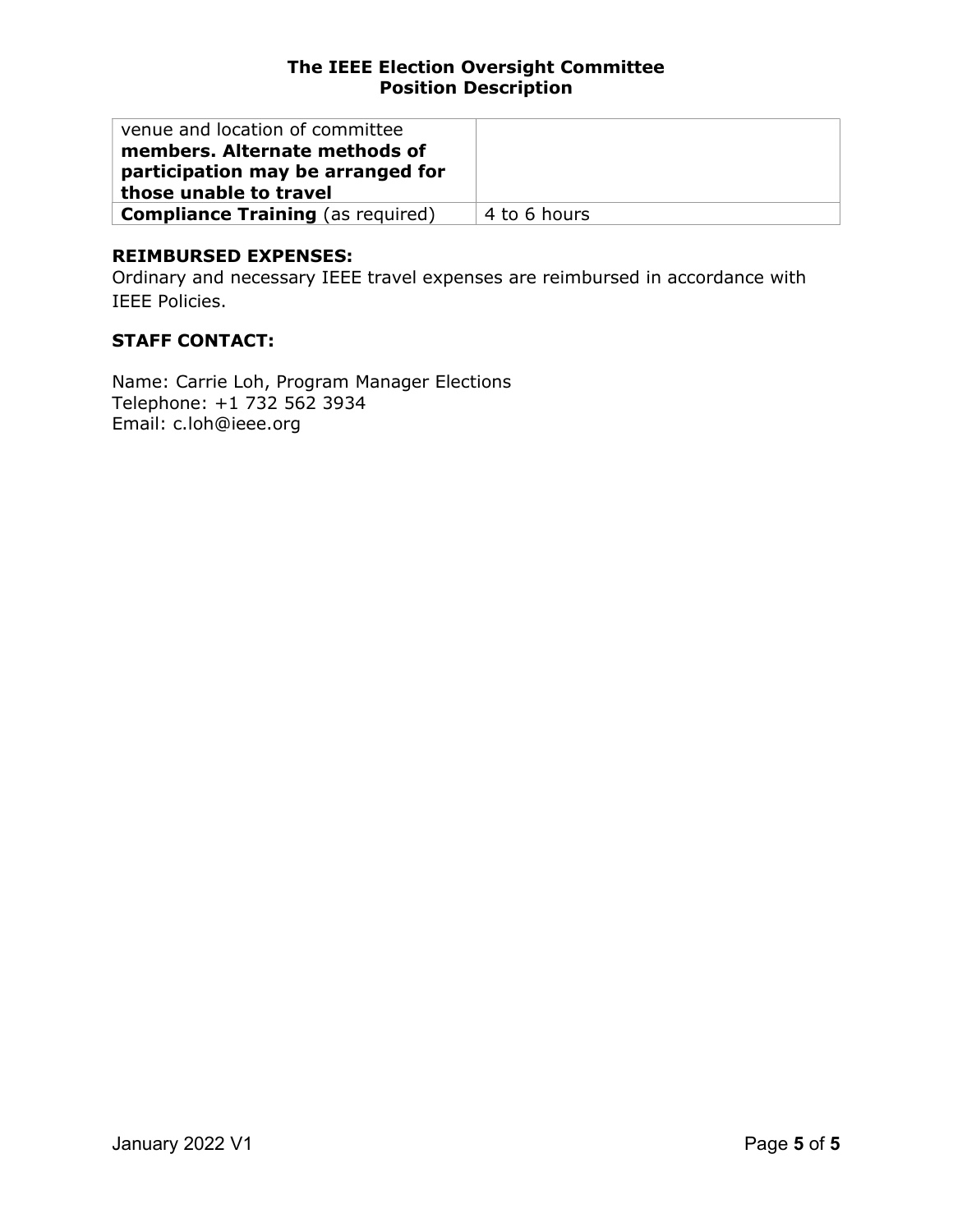| | |
|---|---|
| venue and location of committee **members. Alternate methods of participation may be arranged for those unable to travel** | |
| **Compliance Training** (as required) | 4 to 6 hours |

**REIMBURSED EXPENSES:**

Ordinary and necessary IEEE travel expenses are reimbursed in accordance with IEEE Policies.

**STAFF CONTACT:**

Name: Carrie Loh, Program Manager Elections
Telephone: +1 732 562 3934
Email: c.loh@ieee.org